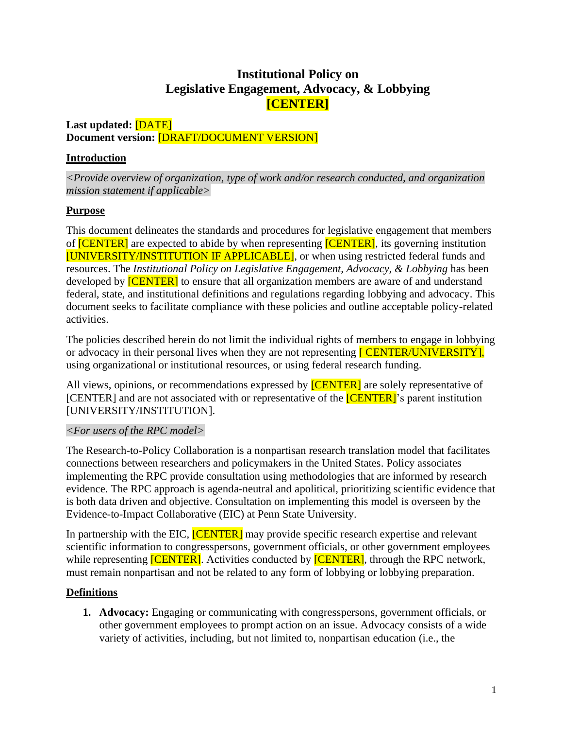# Institutional Policy on Legislative Engagement, Advocacy, & Lobbying [CENTER]

**Last updated:** [DATE]
**Document version:** [DRAFT/DOCUMENT VERSION]

## Introduction

*<Provide overview of organization, type of work and/or research conducted, and organization mission statement if applicable>*

## Purpose

This document delineates the standards and procedures for legislative engagement that members of [CENTER] are expected to abide by when representing [CENTER], its governing institution [UNIVERSITY/INSTITUTION IF APPLICABLE], or when using restricted federal funds and resources. The *Institutional Policy on Legislative Engagement, Advocacy, & Lobbying* has been developed by [CENTER] to ensure that all organization members are aware of and understand federal, state, and institutional definitions and regulations regarding lobbying and advocacy. This document seeks to facilitate compliance with these policies and outline acceptable policy-related activities.

The policies described herein do not limit the individual rights of members to engage in lobbying or advocacy in their personal lives when they are not representing [ CENTER/UNIVERSITY], using organizational or institutional resources, or using federal research funding.

All views, opinions, or recommendations expressed by [CENTER] are solely representative of [CENTER] and are not associated with or representative of the [CENTER]'s parent institution [UNIVERSITY/INSTITUTION].

*<For users of the RPC model>*

The Research-to-Policy Collaboration is a nonpartisan research translation model that facilitates connections between researchers and policymakers in the United States. Policy associates implementing the RPC provide consultation using methodologies that are informed by research evidence. The RPC approach is agenda-neutral and apolitical, prioritizing scientific evidence that is both data driven and objective. Consultation on implementing this model is overseen by the Evidence-to-Impact Collaborative (EIC) at Penn State University.

In partnership with the EIC, [CENTER] may provide specific research expertise and relevant scientific information to congresspersons, government officials, or other government employees while representing [CENTER]. Activities conducted by [CENTER], through the RPC network, must remain nonpartisan and not be related to any form of lobbying or lobbying preparation.

## Definitions

1. **Advocacy:** Engaging or communicating with congresspersons, government officials, or other government employees to prompt action on an issue. Advocacy consists of a wide variety of activities, including, but not limited to, nonpartisan education (i.e., the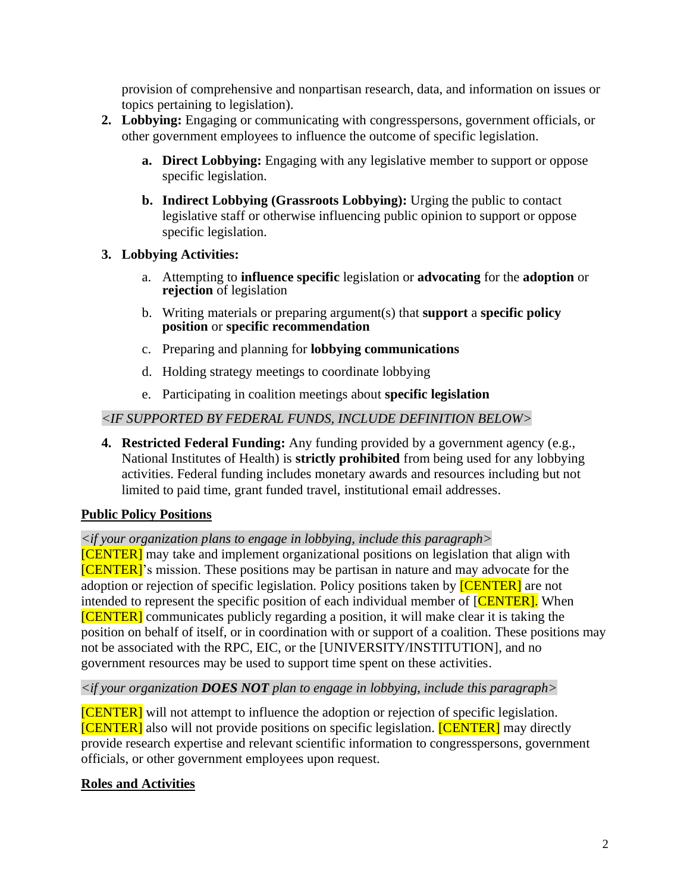provision of comprehensive and nonpartisan research, data, and information on issues or topics pertaining to legislation).

2. **Lobbying:** Engaging or communicating with congresspersons, government officials, or other government employees to influence the outcome of specific legislation.

   a. **Direct Lobbying:** Engaging with any legislative member to support or oppose specific legislation.

   b. **Indirect Lobbying (Grassroots Lobbying):** Urging the public to contact legislative staff or otherwise influencing public opinion to support or oppose specific legislation.

3. **Lobbying Activities:**

   a. Attempting to **influence specific** legislation or **advocating** for the **adoption** or **rejection** of legislation

   b. Writing materials or preparing argument(s) that **support** a **specific policy position** or **specific recommendation**

   c. Preparing and planning for **lobbying communications**

   d. Holding strategy meetings to coordinate lobbying

   e. Participating in coalition meetings about **specific legislation**

*<IF SUPPORTED BY FEDERAL FUNDS, INCLUDE DEFINITION BELOW>*

4. **Restricted Federal Funding:** Any funding provided by a government agency (e.g., National Institutes of Health) is **strictly prohibited** from being used for any lobbying activities. Federal funding includes monetary awards and resources including but not limited to paid time, grant funded travel, institutional email addresses.

**Public Policy Positions**

*<if your organization plans to engage in lobbying, include this paragraph>*

[CENTER] may take and implement organizational positions on legislation that align with [CENTER]'s mission. These positions may be partisan in nature and may advocate for the adoption or rejection of specific legislation. Policy positions taken by [CENTER] are not intended to represent the specific position of each individual member of [CENTER]. When [CENTER] communicates publicly regarding a position, it will make clear it is taking the position on behalf of itself, or in coordination with or support of a coalition. These positions may not be associated with the RPC, EIC, or the [UNIVERSITY/INSTITUTION], and no government resources may be used to support time spent on these activities.

*<if your organization **DOES NOT** plan to engage in lobbying, include this paragraph>*

[CENTER] will not attempt to influence the adoption or rejection of specific legislation. [CENTER] also will not provide positions on specific legislation. [CENTER] may directly provide research expertise and relevant scientific information to congresspersons, government officials, or other government employees upon request.

**Roles and Activities**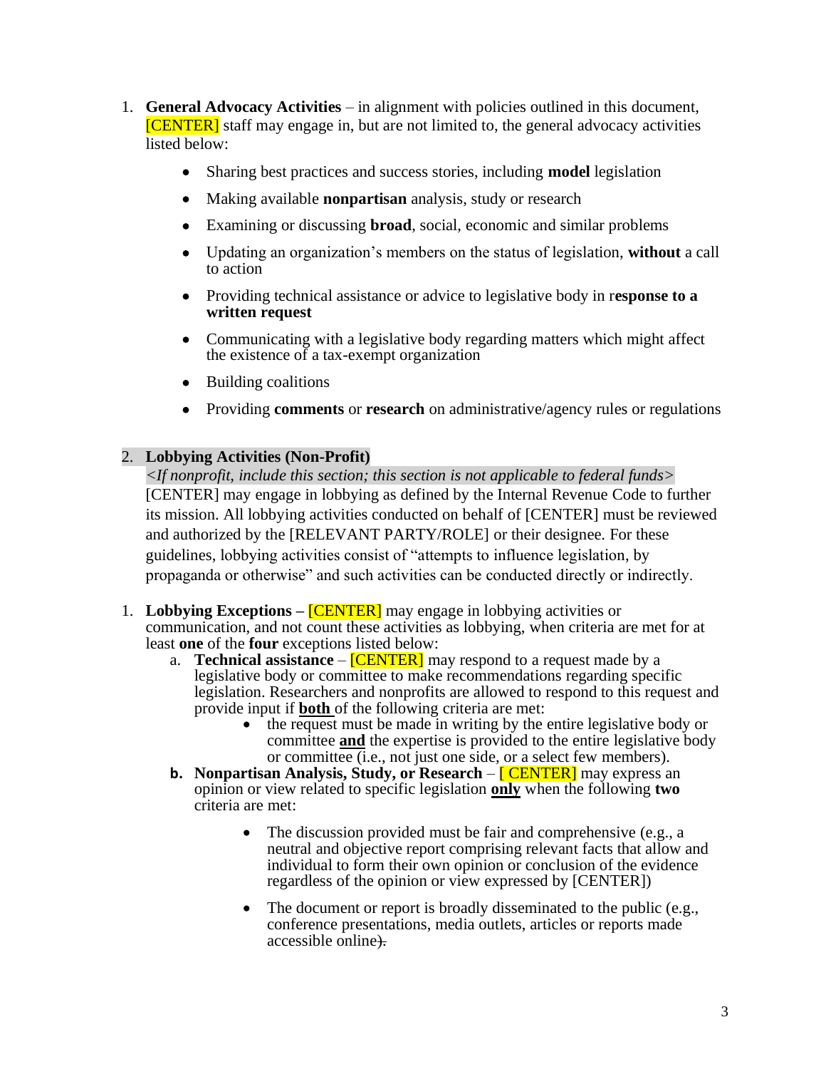1. **General Advocacy Activities** – in alignment with policies outlined in this document, [CENTER] staff may engage in, but are not limited to, the general advocacy activities listed below:

    - Sharing best practices and success stories, including **model** legislation
    - Making available **nonpartisan** analysis, study or research
    - Examining or discussing **broad**, social, economic and similar problems
    - Updating an organization's members on the status of legislation, **without** a call to action
    - Providing technical assistance or advice to legislative body in r**esponse to a written request**
    - Communicating with a legislative body regarding matters which might affect the existence of a tax-exempt organization
    - Building coalitions
    - Providing **comments** or **research** on administrative/agency rules or regulations

2. **Lobbying Activities (Non-Profit)**
*<If nonprofit, include this section; this section is not applicable to federal funds>*
[CENTER] may engage in lobbying as defined by the Internal Revenue Code to further its mission. All lobbying activities conducted on behalf of [CENTER] must be reviewed and authorized by the [RELEVANT PARTY/ROLE] or their designee. For these guidelines, lobbying activities consist of "attempts to influence legislation, by propaganda or otherwise" and such activities can be conducted directly or indirectly.

1. **Lobbying Exceptions –** [CENTER] may engage in lobbying activities or communication, and not count these activities as lobbying, when criteria are met for at least **one** of the **four** exceptions listed below:
    a. **Technical assistance** – [CENTER] may respond to a request made by a legislative body or committee to make recommendations regarding specific legislation. Researchers and nonprofits are allowed to respond to this request and provide input if **both** of the following criteria are met:
        - the request must be made in writing by the entire legislative body or committee **and** the expertise is provided to the entire legislative body or committee (i.e., not just one side, or a select few members).

    b. **Nonpartisan Analysis, Study, or Research** – [ CENTER] may express an opinion or view related to specific legislation **only** when the following **two** criteria are met:
        - The discussion provided must be fair and comprehensive (e.g., a neutral and objective report comprising relevant facts that allow and individual to form their own opinion or conclusion of the evidence regardless of the opinion or view expressed by [CENTER])
        - The document or report is broadly disseminated to the public (e.g., conference presentations, media outlets, articles or reports made accessible online).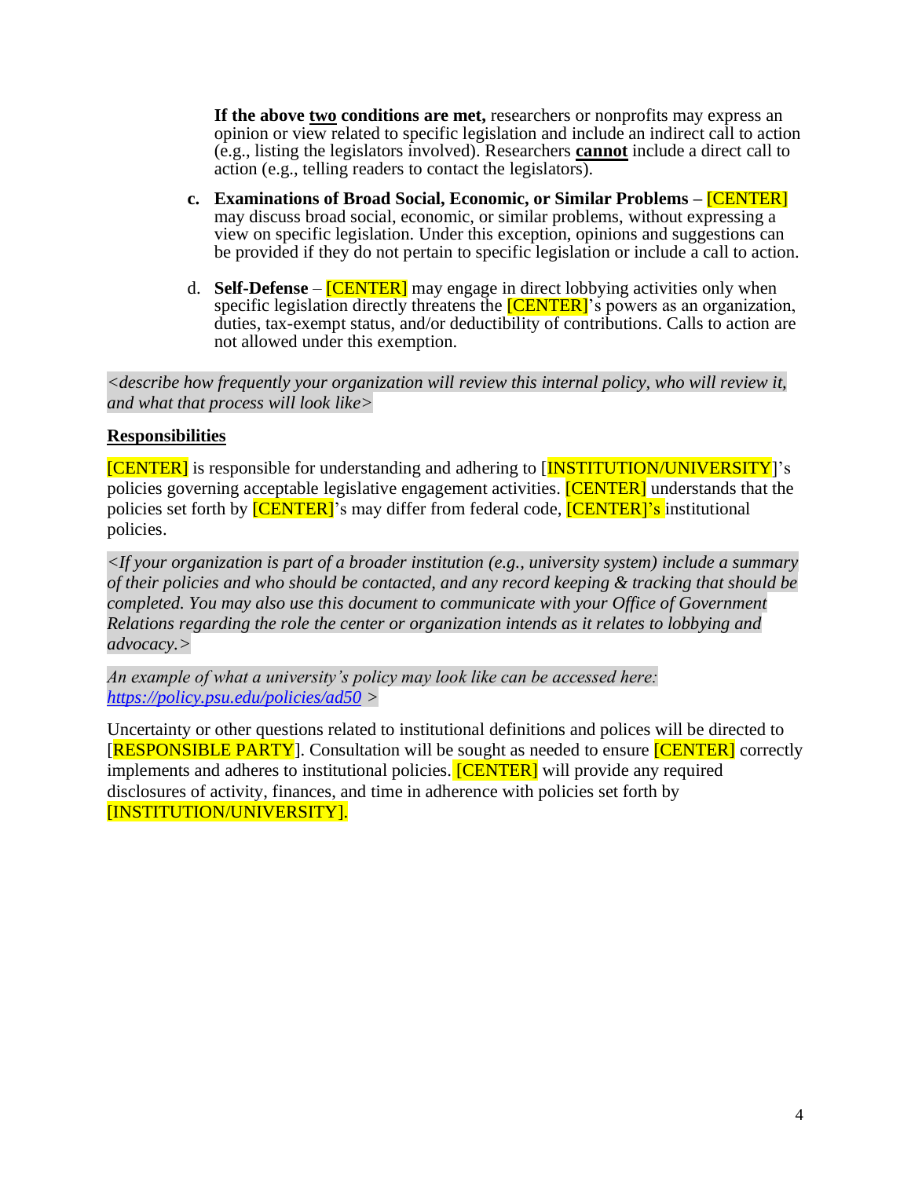**If the above two conditions are met,** researchers or nonprofits may express an opinion or view related to specific legislation and include an indirect call to action (e.g., listing the legislators involved). Researchers **cannot** include a direct call to action (e.g., telling readers to contact the legislators).

c. **Examinations of Broad Social, Economic, or Similar Problems –** [CENTER] may discuss broad social, economic, or similar problems, without expressing a view on specific legislation. Under this exception, opinions and suggestions can be provided if they do not pertain to specific legislation or include a call to action.

d. **Self-Defense** – [CENTER] may engage in direct lobbying activities only when specific legislation directly threatens the [CENTER]'s powers as an organization, duties, tax-exempt status, and/or deductibility of contributions. Calls to action are not allowed under this exemption.

*<describe how frequently your organization will review this internal policy, who will review it, and what that process will look like>*

**Responsibilities**

[CENTER] is responsible for understanding and adhering to [INSTITUTION/UNIVERSITY]'s policies governing acceptable legislative engagement activities. [CENTER] understands that the policies set forth by [CENTER]'s may differ from federal code, [CENTER]'s institutional policies.

*<If your organization is part of a broader institution (e.g., university system) include a summary of their policies and who should be contacted, and any record keeping & tracking that should be completed. You may also use this document to communicate with your Office of Government Relations regarding the role the center or organization intends as it relates to lobbying and advocacy.>*

*An example of what a university's policy may look like can be accessed here: https://policy.psu.edu/policies/ad50 >*

Uncertainty or other questions related to institutional definitions and polices will be directed to [RESPONSIBLE PARTY]. Consultation will be sought as needed to ensure [CENTER] correctly implements and adheres to institutional policies. [CENTER] will provide any required disclosures of activity, finances, and time in adherence with policies set forth by [INSTITUTION/UNIVERSITY].